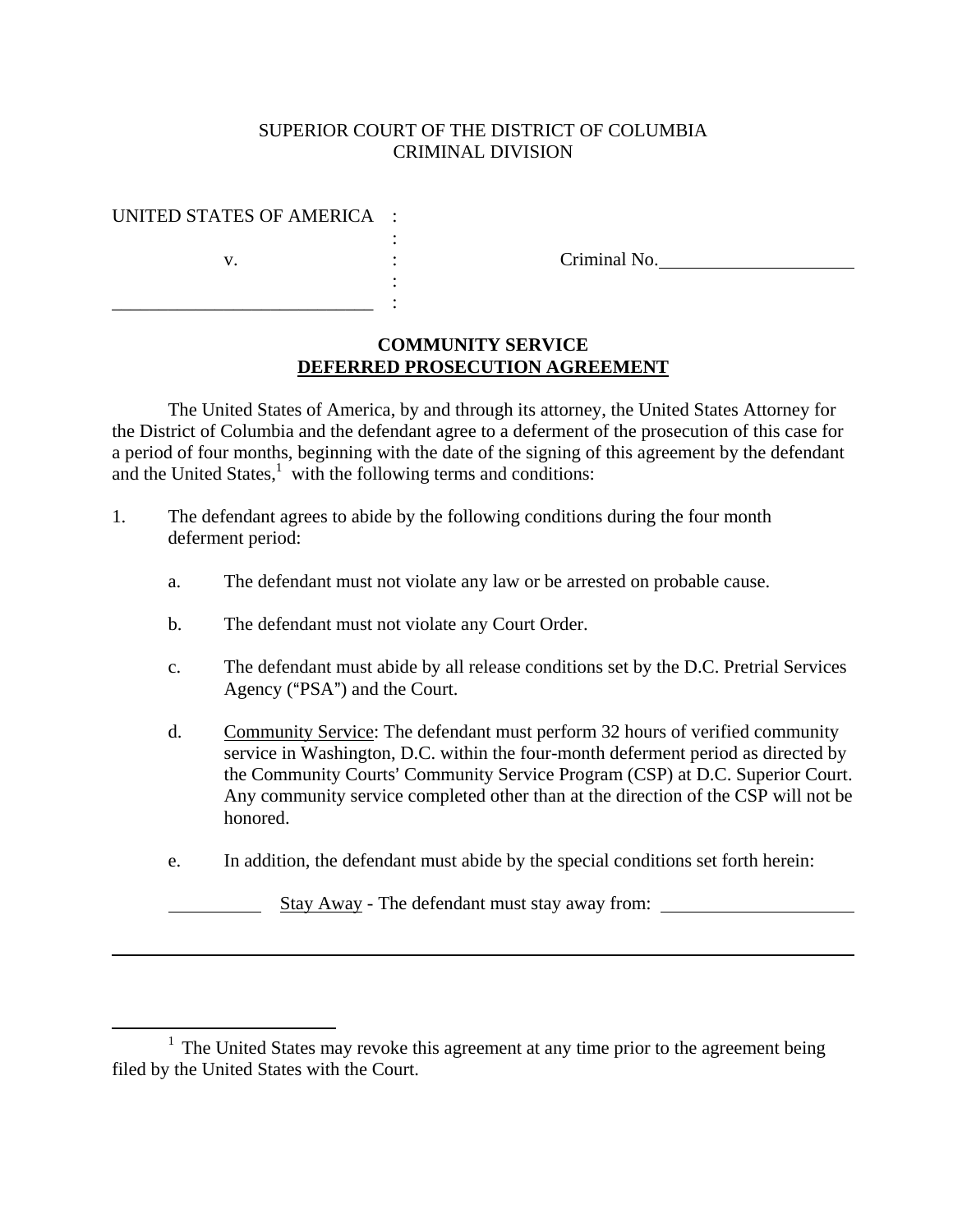SUPERIOR COURT OF THE DISTRICT OF COLUMBIA
CRIMINAL DIVISION

UNITED STATES OF AMERICA :
:
v. : Criminal No.____________________
:
____________________________ :

**COMMUNITY SERVICE**
**DEFERRED PROSECUTION AGREEMENT**

The United States of America, by and through its attorney, the United States Attorney for the District of Columbia and the defendant agree to a deferment of the prosecution of this case for a period of four months, beginning with the date of the signing of this agreement by the defendant and the United States,[1] with the following terms and conditions:

1. The defendant agrees to abide by the following conditions during the four month deferment period:

   a. The defendant must not violate any law or be arrested on probable cause.

   b. The defendant must not violate any Court Order.

   c. The defendant must abide by all release conditions set by the D.C. Pretrial Services Agency ("PSA") and the Court.

   d. Community Service: The defendant must perform 32 hours of verified community service in Washington, D.C. within the four-month deferment period as directed by the Community Courts' Community Service Program (CSP) at D.C. Superior Court. Any community service completed other than at the direction of the CSP will not be honored.

   e. In addition, the defendant must abide by the special conditions set forth herein:

   __________ Stay Away - The defendant must stay away from: ____________________

______________________________________________________________________________

[1] The United States may revoke this agreement at any time prior to the agreement being filed by the United States with the Court.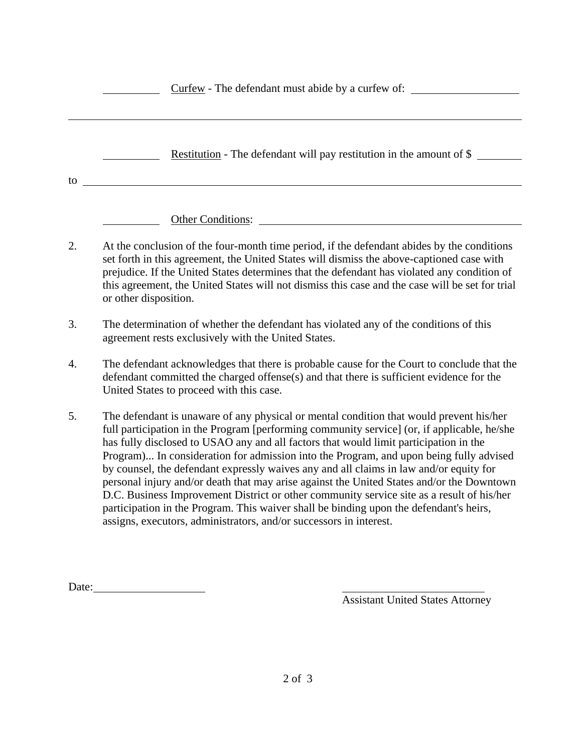\_\_\_\_\_\_\_\_\_\_ Curfew - The defendant must abide by a curfew of: \_\_\_\_\_\_\_\_\_\_\_\_\_\_\_\_\_\_\_\_

\_\_\_\_\_\_\_\_\_\_\_\_\_\_\_\_\_\_\_\_\_\_\_\_\_\_\_\_\_\_\_\_\_\_\_\_\_\_\_\_\_\_\_\_\_\_\_\_\_\_\_\_\_\_\_\_\_\_\_\_\_\_\_\_\_\_\_\_\_\_\_\_\_\_\_\_\_\_

\_\_\_\_\_\_\_\_\_\_ Restitution - The defendant will pay restitution in the amount of $ \_\_\_\_\_\_\_\_

to \_\_\_\_\_\_\_\_\_\_\_\_\_\_\_\_\_\_\_\_\_\_\_\_\_\_\_\_\_\_\_\_\_\_\_\_\_\_\_\_\_\_\_\_\_\_\_\_\_\_\_\_\_\_\_\_\_\_\_\_\_\_\_\_\_\_\_\_\_\_\_\_\_\_\_

\_\_\_\_\_\_\_\_\_\_ Other Conditions: \_\_\_\_\_\_\_\_\_\_\_\_\_\_\_\_\_\_\_\_\_\_\_\_\_\_\_\_\_\_\_\_\_\_\_\_\_\_\_\_\_\_\_\_\_\_\_\_

2. At the conclusion of the four-month time period, if the defendant abides by the conditions set forth in this agreement, the United States will dismiss the above-captioned case with prejudice. If the United States determines that the defendant has violated any condition of this agreement, the United States will not dismiss this case and the case will be set for trial or other disposition.

3. The determination of whether the defendant has violated any of the conditions of this agreement rests exclusively with the United States.

4. The defendant acknowledges that there is probable cause for the Court to conclude that the defendant committed the charged offense(s) and that there is sufficient evidence for the United States to proceed with this case.

5. The defendant is unaware of any physical or mental condition that would prevent his/her full participation in the Program [performing community service] (or, if applicable, he/she has fully disclosed to USAO any and all factors that would limit participation in the Program)... In consideration for admission into the Program, and upon being fully advised by counsel, the defendant expressly waives any and all claims in law and/or equity for personal injury and/or death that may arise against the United States and/or the Downtown D.C. Business Improvement District or other community service site as a result of his/her participation in the Program. This waiver shall be binding upon the defendant's heirs, assigns, executors, administrators, and/or successors in interest.

Date: \_\_\_\_\_\_\_\_\_\_\_\_\_\_\_\_\_\_\_\_

\_\_\_\_\_\_\_\_\_\_\_\_\_\_\_\_\_\_\_\_\_\_\_\_\_\_
Assistant United States Attorney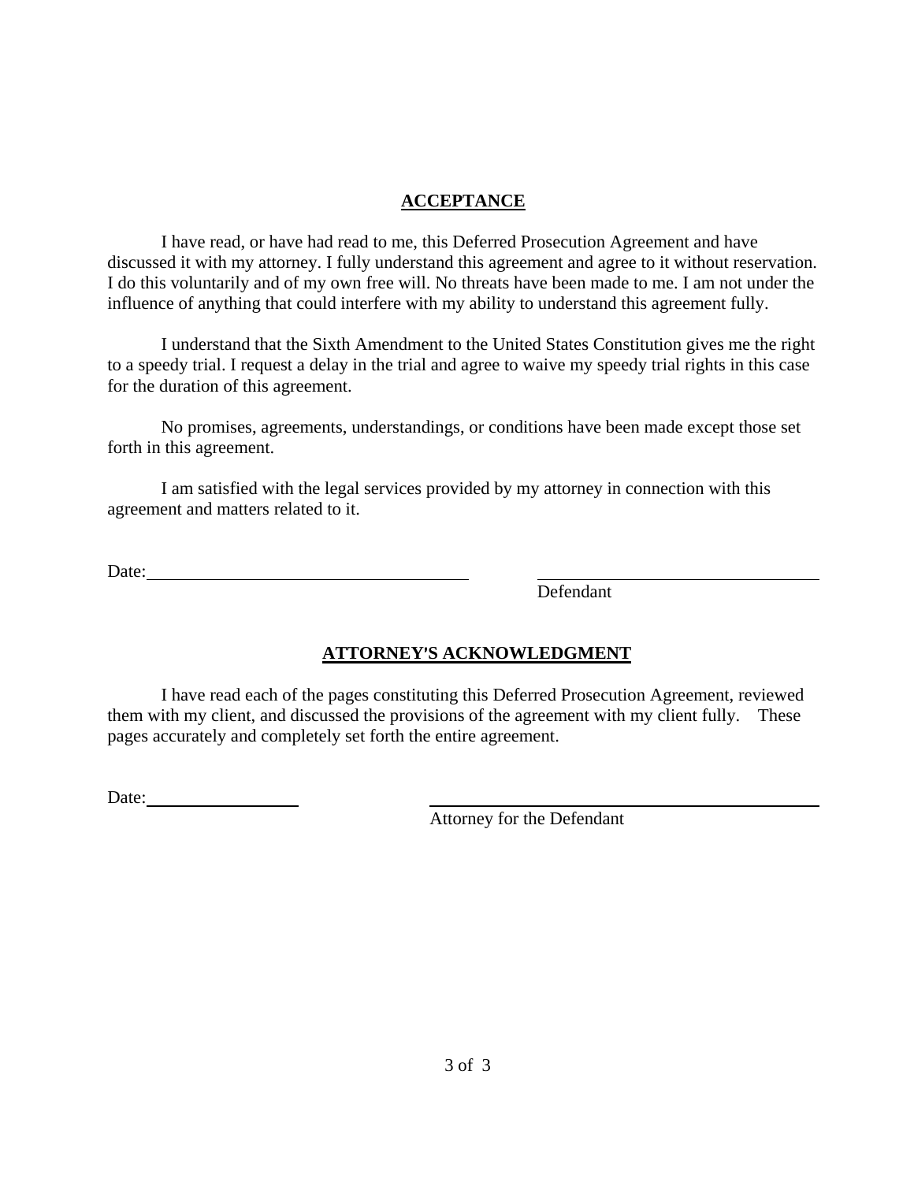## ACCEPTANCE

I have read, or have had read to me, this Deferred Prosecution Agreement and have discussed it with my attorney. I fully understand this agreement and agree to it without reservation. I do this voluntarily and of my own free will. No threats have been made to me. I am not under the influence of anything that could interfere with my ability to understand this agreement fully.

I understand that the Sixth Amendment to the United States Constitution gives me the right to a speedy trial. I request a delay in the trial and agree to waive my speedy trial rights in this case for the duration of this agreement.

No promises, agreements, understandings, or conditions have been made except those set forth in this agreement.

I am satisfied with the legal services provided by my attorney in connection with this agreement and matters related to it.

Date:\_\_\_\_\_\_\_\_\_\_\_\_\_\_\_\_\_\_\_\_\_\_\_\_\_\_\_\_\_\_\_\_\_\_\_\_ \_\_\_\_\_\_\_\_\_\_\_\_\_\_\_\_\_\_\_\_\_\_\_\_\_\_\_\_\_\_\_\_\_\_\_\_

Defendant

## ATTORNEY'S ACKNOWLEDGMENT

I have read each of the pages constituting this Deferred Prosecution Agreement, reviewed them with my client, and discussed the provisions of the agreement with my client fully. These pages accurately and completely set forth the entire agreement.

Date:\_\_\_\_\_\_\_\_\_\_\_\_\_\_\_\_\_\_ \_\_\_\_\_\_\_\_\_\_\_\_\_\_\_\_\_\_\_\_\_\_\_\_\_\_\_\_\_\_\_\_\_\_\_\_\_\_\_\_\_\_\_\_

Attorney for the Defendant